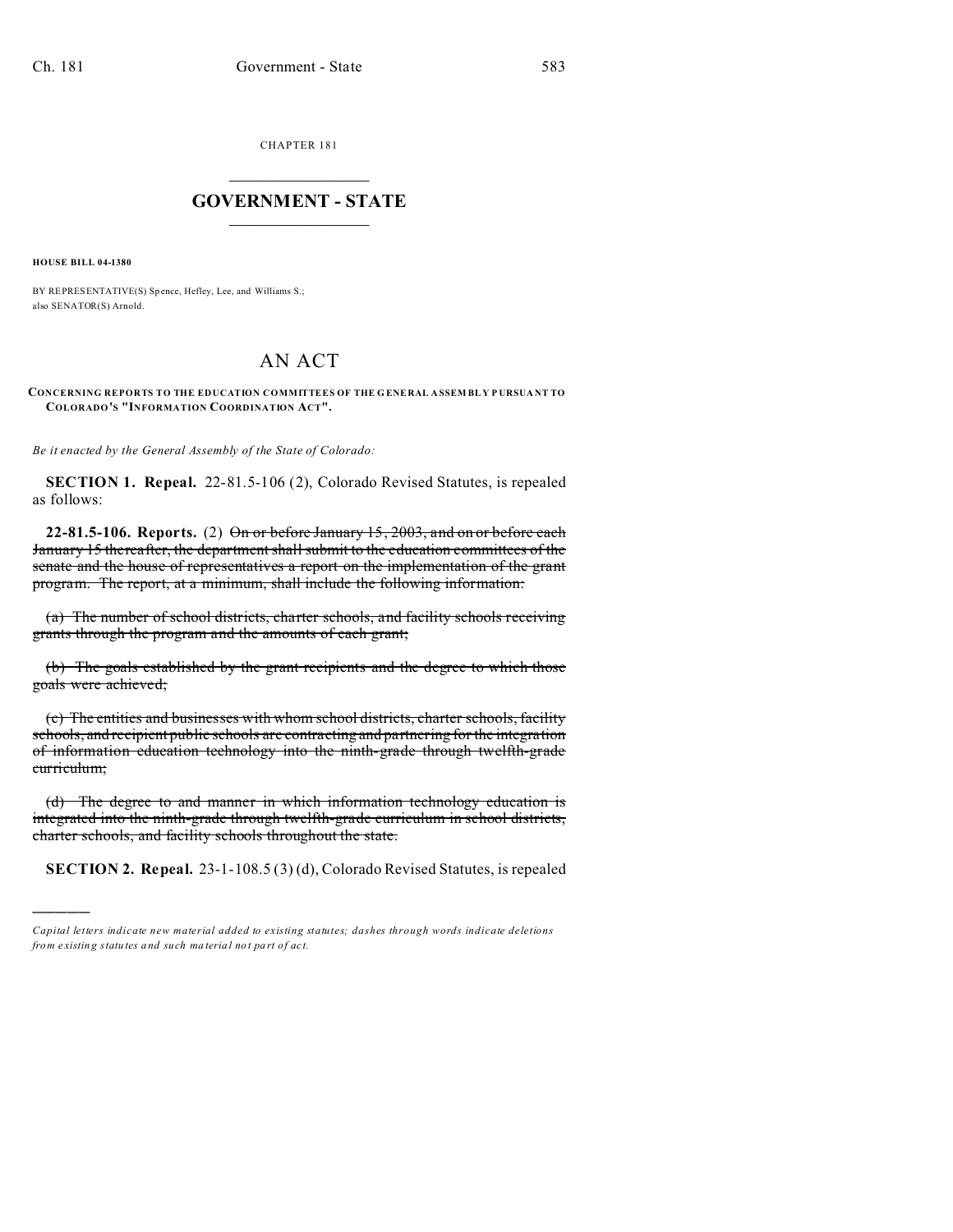CHAPTER 181

# GOVERNMENT - STATE

**HOUSE BILL 04-1380**

BY REPRESENTATIVE(S) Spence, Hefley, Lee, and Williams S.;
also SENATOR(S) Arnold.

# AN ACT

**CONCERNING REPORTS TO THE EDUCATION COMMITTEES OF THE GENERAL ASSEMBLY PURSUANT TO COLORADO'S "INFORMATION COORDINATION ACT".**

*Be it enacted by the General Assembly of the State of Colorado:*

**SECTION 1. Repeal.** 22-81.5-106 (2), Colorado Revised Statutes, is repealed as follows:

**22-81.5-106. Reports.** (2) ~~On or before January 15, 2003, and on or before each January 15 thereafter, the department shall submit to the education committees of the senate and the house of representatives a report on the implementation of the grant program. The report, at a minimum, shall include the following information:~~

~~(a) The number of school districts, charter schools, and facility schools receiving grants through the program and the amounts of each grant;~~

~~(b) The goals established by the grant recipients and the degree to which those goals were achieved;~~

~~(c) The entities and businesses with whom school districts, charter schools, facility schools, and recipient public schools are contracting and partnering for the integration of information education technology into the ninth-grade through twelfth-grade curriculum;~~

~~(d) The degree to and manner in which information technology education is integrated into the ninth-grade through twelfth-grade curriculum in school districts, charter schools, and facility schools throughout the state.~~

**SECTION 2. Repeal.** 23-1-108.5 (3) (d), Colorado Revised Statutes, is repealed

---

*Capital letters indicate new material added to existing statutes; dashes through words indicate deletions from existing statutes and such material not part of act.*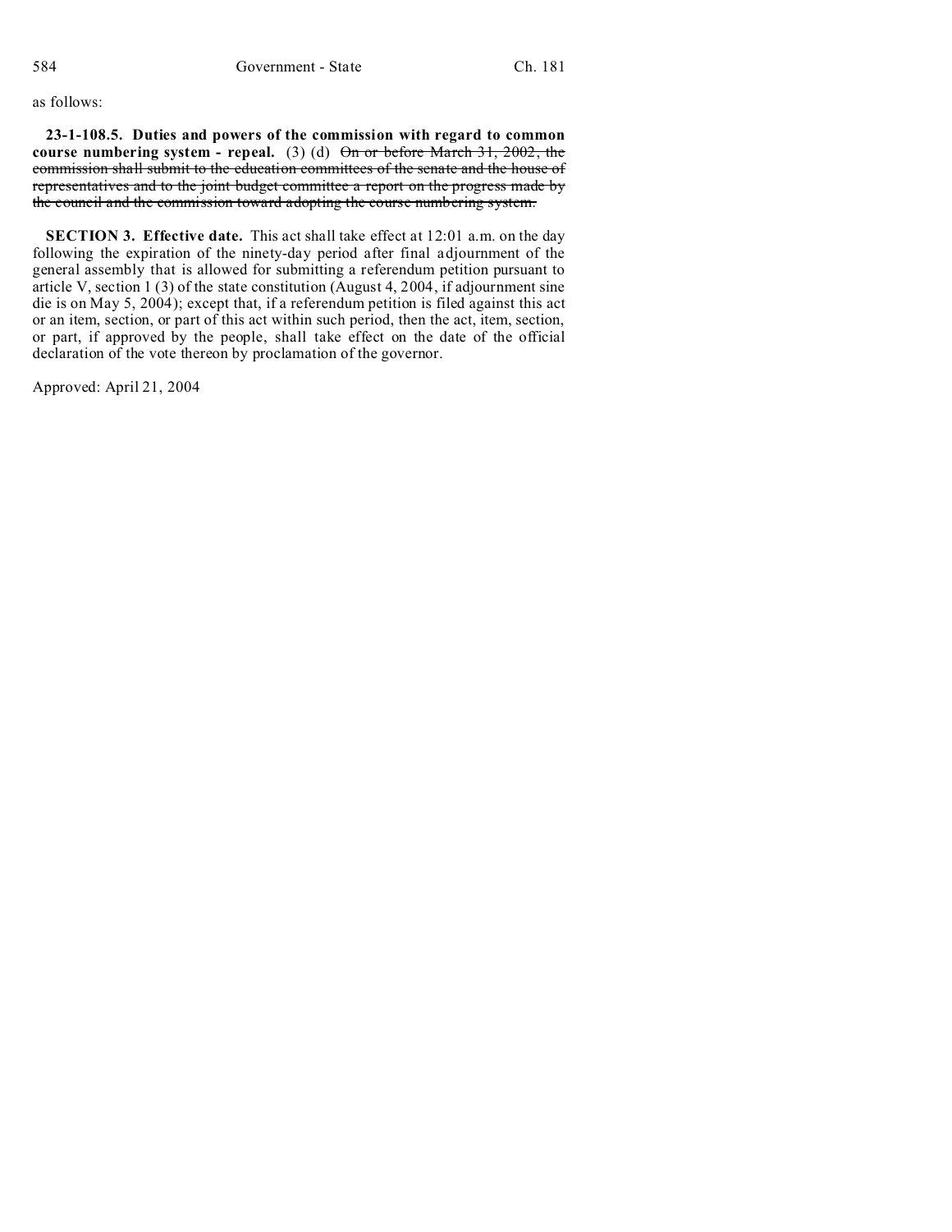as follows:

**23-1-108.5. Duties and powers of the commission with regard to common course numbering system - repeal.** (3) (d) ~~On or before March 31, 2002, the commission shall submit to the education committees of the senate and the house of representatives and to the joint budget committee a report on the progress made by the council and the commission toward adopting the course numbering system.~~

**SECTION 3. Effective date.** This act shall take effect at 12:01 a.m. on the day following the expiration of the ninety-day period after final adjournment of the general assembly that is allowed for submitting a referendum petition pursuant to article V, section 1 (3) of the state constitution (August 4, 2004, if adjournment sine die is on May 5, 2004); except that, if a referendum petition is filed against this act or an item, section, or part of this act within such period, then the act, item, section, or part, if approved by the people, shall take effect on the date of the official declaration of the vote thereon by proclamation of the governor.

Approved: April 21, 2004